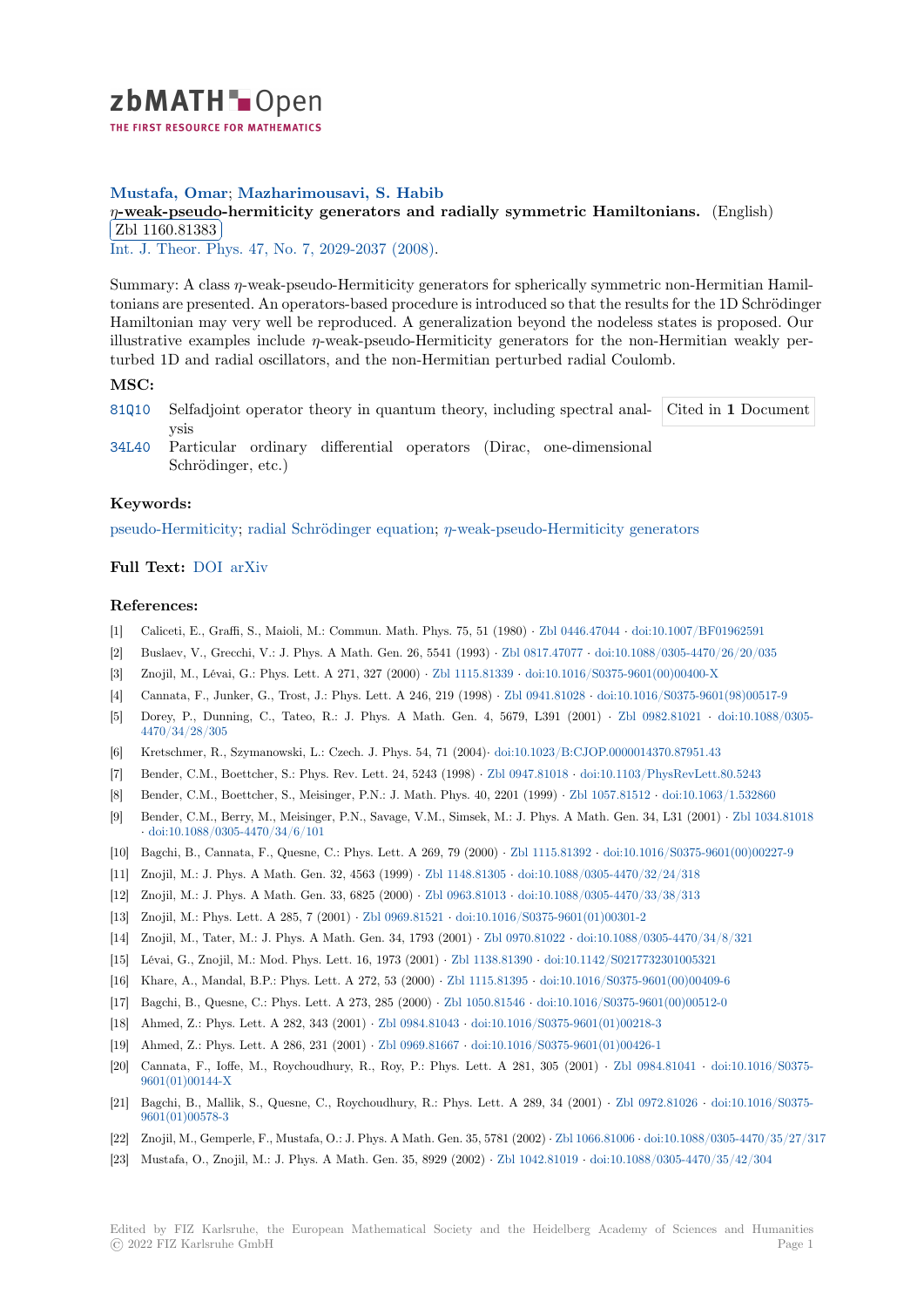zbMATH Open

THE FIRST RESOURCE FOR MATHEMATICS

**Mustafa, Omar; Mazharimousavi, S. Habib**

**$\eta$-weak-pseudo-hermiticity generators and radially symmetric Hamiltonians.** (English)

Zbl 1160.81383

Int. J. Theor. Phys. 47, No. 7, 2029-2037 (2008).

Summary: A class $\eta$-weak-pseudo-Hermiticity generators for spherically symmetric non-Hermitian Hamiltonians are presented. An operators-based procedure is introduced so that the results for the 1D Schrödinger Hamiltonian may very well be reproduced. A generalization beyond the nodeless states is proposed. Our illustrative examples include $\eta$-weak-pseudo-Hermiticity generators for the non-Hermitian weakly perturbed 1D and radial oscillators, and the non-Hermitian perturbed radial Coulomb.

### MSC:

81Q10 Selfadjoint operator theory in quantum theory, including spectral analysis

34L40 Particular ordinary differential operators (Dirac, one-dimensional Schrödinger, etc.)

Cited in 1 Document

### Keywords:

pseudo-Hermiticity; radial Schrödinger equation; $\eta$-weak-pseudo-Hermiticity generators

### Full Text:

DOI arXiv

### References:

[1] Caliceti, E., Graffi, S., Maioli, M.: Commun. Math. Phys. 75, 51 (1980) · Zbl 0446.47044 · doi:10.1007/BF01962591

[2] Buslaev, V., Grecchi, V.: J. Phys. A Math. Gen. 26, 5541 (1993) · Zbl 0817.47077 · doi:10.1088/0305-4470/26/20/035

[3] Znojil, M., Lévai, G.: Phys. Lett. A 271, 327 (2000) · Zbl 1115.81339 · doi:10.1016/S0375-9601(00)00400-X

[4] Cannata, F., Junker, G., Trost, J.: Phys. Lett. A 246, 219 (1998) · Zbl 0941.81028 · doi:10.1016/S0375-9601(98)00517-9

[5] Dorey, P., Dunning, C., Tateo, R.: J. Phys. A Math. Gen. 4, 5679, L391 (2001) · Zbl 0982.81021 · doi:10.1088/0305-4470/34/28/305

[6] Kretschmer, R., Szymanowski, L.: Czech. J. Phys. 54, 71 (2004)· doi:10.1023/B:CJOP.0000014370.87951.43

[7] Bender, C.M., Boettcher, S.: Phys. Rev. Lett. 24, 5243 (1998) · Zbl 0947.81018 · doi:10.1103/PhysRevLett.80.5243

[8] Bender, C.M., Boettcher, S., Meisinger, P.N.: J. Math. Phys. 40, 2201 (1999) · Zbl 1057.81512 · doi:10.1063/1.532860

[9] Bender, C.M., Berry, M., Meisinger, P.N., Savage, V.M., Simsek, M.: J. Phys. A Math. Gen. 34, L31 (2001) · Zbl 1034.81018 · doi:10.1088/0305-4470/34/6/101

[10] Bagchi, B., Cannata, F., Quesne, C.: Phys. Lett. A 269, 79 (2000) · Zbl 1115.81392 · doi:10.1016/S0375-9601(00)00227-9

[11] Znojil, M.: J. Phys. A Math. Gen. 32, 4563 (1999) · Zbl 1148.81305 · doi:10.1088/0305-4470/32/24/318

[12] Znojil, M.: J. Phys. A Math. Gen. 33, 6825 (2000) · Zbl 0963.81013 · doi:10.1088/0305-4470/33/38/313

[13] Znojil, M.: Phys. Lett. A 285, 7 (2001) · Zbl 0969.81521 · doi:10.1016/S0375-9601(01)00301-2

[14] Znojil, M., Tater, M.: J. Phys. A Math. Gen. 34, 1793 (2001) · Zbl 0970.81022 · doi:10.1088/0305-4470/34/8/321

[15] Lévai, G., Znojil, M.: Mod. Phys. Lett. 16, 1973 (2001) · Zbl 1138.81390 · doi:10.1142/S0217732301005321

[16] Khare, A., Mandal, B.P.: Phys. Lett. A 272, 53 (2000) · Zbl 1115.81395 · doi:10.1016/S0375-9601(00)00409-6

[17] Bagchi, B., Quesne, C.: Phys. Lett. A 273, 285 (2000) · Zbl 1050.81546 · doi:10.1016/S0375-9601(00)00512-0

[18] Ahmed, Z.: Phys. Lett. A 282, 343 (2001) · Zbl 0984.81043 · doi:10.1016/S0375-9601(01)00218-3

[19] Ahmed, Z.: Phys. Lett. A 286, 231 (2001) · Zbl 0969.81667 · doi:10.1016/S0375-9601(01)00426-1

[20] Cannata, F., Ioffe, M., Roychoudhury, R., Roy, P.: Phys. Lett. A 281, 305 (2001) · Zbl 0984.81041 · doi:10.1016/S0375-9601(01)00144-X

[21] Bagchi, B., Mallik, S., Quesne, C., Roychoudhury, R.: Phys. Lett. A 289, 34 (2001) · Zbl 0972.81026 · doi:10.1016/S0375-9601(01)00578-3

[22] Znojil, M., Gemperle, F., Mustafa, O.: J. Phys. A Math. Gen. 35, 5781 (2002) · Zbl 1066.81006 · doi:10.1088/0305-4470/35/27/317

[23] Mustafa, O., Znojil, M.: J. Phys. A Math. Gen. 35, 8929 (2002) · Zbl 1042.81019 · doi:10.1088/0305-4470/35/42/304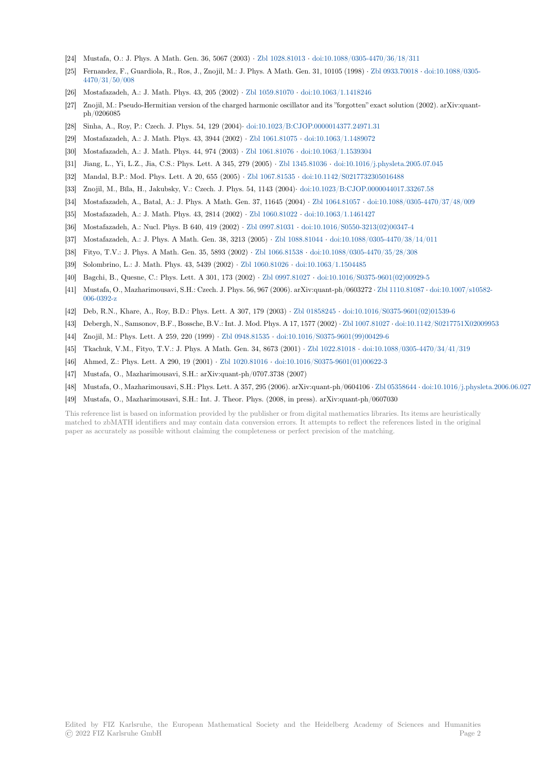[24] Mustafa, O.: J. Phys. A Math. Gen. 36, 5067 (2003) · Zbl 1028.81013 · doi:10.1088/0305-4470/36/18/311

[25] Fernandez, F., Guardiola, R., Ros, J., Znojil, M.: J. Phys. A Math. Gen. 31, 10105 (1998) · Zbl 0933.70018 · doi:10.1088/0305-4470/31/50/008

[26] Mostafazadeh, A.: J. Math. Phys. 43, 205 (2002) · Zbl 1059.81070 · doi:10.1063/1.1418246

[27] Znojil, M.: Pseudo-Hermitian version of the charged harmonic oscillator and its "forgotten" exact solution (2002). arXiv:quant-ph/0206085

[28] Sinha, A., Roy, P.: Czech. J. Phys. 54, 129 (2004)· doi:10.1023/B:CJOP.0000014377.24971.31

[29] Mostafazadeh, A.: J. Math. Phys. 43, 3944 (2002) · Zbl 1061.81075 · doi:10.1063/1.1489072

[30] Mostafazadeh, A.: J. Math. Phys. 44, 974 (2003) · Zbl 1061.81076 · doi:10.1063/1.1539304

[31] Jiang, L., Yi, L.Z., Jia, C.S.: Phys. Lett. A 345, 279 (2005) · Zbl 1345.81036 · doi:10.1016/j.physleta.2005.07.045

[32] Mandal, B.P.: Mod. Phys. Lett. A 20, 655 (2005) · Zbl 1067.81535 · doi:10.1142/S0217732305016488

[33] Znojil, M., Bíla, H., Jakubsky, V.: Czech. J. Phys. 54, 1143 (2004)· doi:10.1023/B:CJOP.0000044017.33267.58

[34] Mostafazadeh, A., Batal, A.: J. Phys. A Math. Gen. 37, 11645 (2004) · Zbl 1064.81057 · doi:10.1088/0305-4470/37/48/009

[35] Mostafazadeh, A.: J. Math. Phys. 43, 2814 (2002) · Zbl 1060.81022 · doi:10.1063/1.1461427

[36] Mostafazadeh, A.: Nucl. Phys. B 640, 419 (2002) · Zbl 0997.81031 · doi:10.1016/S0550-3213(02)00347-4

[37] Mostafazadeh, A.: J. Phys. A Math. Gen. 38, 3213 (2005) · Zbl 1088.81044 · doi:10.1088/0305-4470/38/14/011

[38] Fityo, T.V.: J. Phys. A Math. Gen. 35, 5893 (2002) · Zbl 1066.81538 · doi:10.1088/0305-4470/35/28/308

[39] Solombrino, L.: J. Math. Phys. 43, 5439 (2002) · Zbl 1060.81026 · doi:10.1063/1.1504485

[40] Bagchi, B., Quesne, C.: Phys. Lett. A 301, 173 (2002) · Zbl 0997.81027 · doi:10.1016/S0375-9601(02)00929-5

[41] Mustafa, O., Mazharimousavi, S.H.: Czech. J. Phys. 56, 967 (2006). arXiv:quant-ph/0603272 · Zbl 1110.81087 · doi:10.1007/s10582-006-0392-z

[42] Deb, R.N., Khare, A., Roy, B.D.: Phys. Lett. A 307, 179 (2003) · Zbl 01858245 · doi:10.1016/S0375-9601(02)01539-6

[43] Debergh, N., Samsonov, B.F., Bossche, B.V.: Int. J. Mod. Phys. A 17, 1577 (2002) · Zbl 1007.81027 · doi:10.1142/S0217751X02009953

[44] Znojil, M.: Phys. Lett. A 259, 220 (1999) · Zbl 0948.81535 · doi:10.1016/S0375-9601(99)00429-6

[45] Tkachuk, V.M., Fityo, T.V.: J. Phys. A Math. Gen. 34, 8673 (2001) · Zbl 1022.81018 · doi:10.1088/0305-4470/34/41/319

[46] Ahmed, Z.: Phys. Lett. A 290, 19 (2001) · Zbl 1020.81016 · doi:10.1016/S0375-9601(01)00622-3

[47] Mustafa, O., Mazharimousavi, S.H.: arXiv:quant-ph/0707.3738 (2007)

[48] Mustafa, O., Mazharimousavi, S.H.: Phys. Lett. A 357, 295 (2006). arXiv:quant-ph/0604106 · Zbl 05358644 · doi:10.1016/j.physleta.2006.06.027

[49] Mustafa, O., Mazharimousavi, S.H.: Int. J. Theor. Phys. (2008, in press). arXiv:quant-ph/0607030

This reference list is based on information provided by the publisher or from digital mathematics libraries. Its items are heuristically matched to zbMATH identifiers and may contain data conversion errors. It attempts to reflect the references listed in the original paper as accurately as possible without claiming the completeness or perfect precision of the matching.